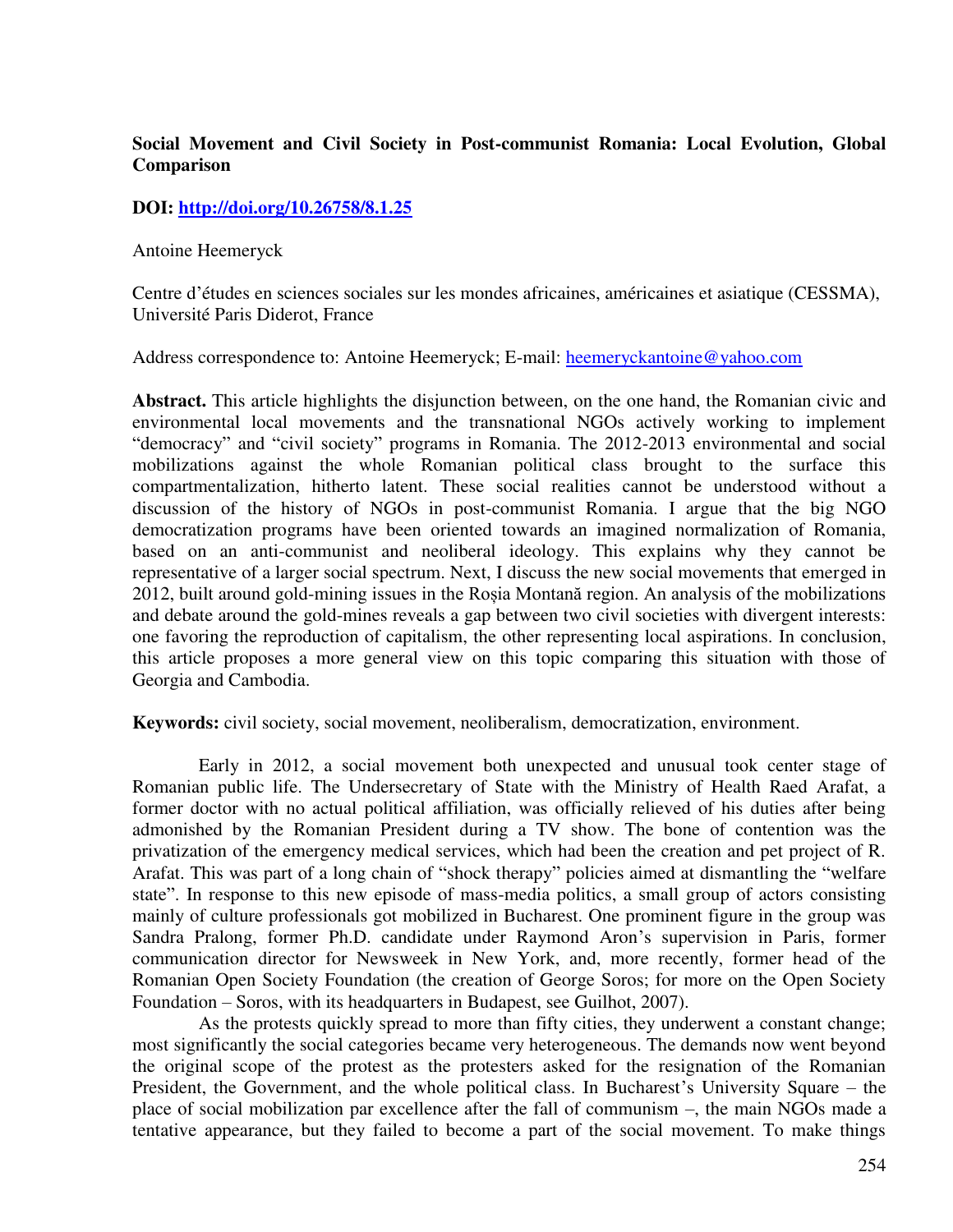**Social Movement and Civil Society in Post-communist Romania: Local Evolution, Global Comparison**

**DOI: http://doi.org/10.26758/8.1.25**

Antoine Heemeryck

Centre d'études en sciences sociales sur les mondes africaines, américaines et asiatique (CESSMA), Université Paris Diderot, France

Address correspondence to: Antoine Heemeryck; E-mail: heemeryckantoine@yahoo.com

**Abstract.** This article highlights the disjunction between, on the one hand, the Romanian civic and environmental local movements and the transnational NGOs actively working to implement "democracy" and "civil society" programs in Romania. The 2012-2013 environmental and social mobilizations against the whole Romanian political class brought to the surface this compartmentalization, hitherto latent. These social realities cannot be understood without a discussion of the history of NGOs in post-communist Romania. I argue that the big NGO democratization programs have been oriented towards an imagined normalization of Romania, based on an anti-communist and neoliberal ideology. This explains why they cannot be representative of a larger social spectrum. Next, I discuss the new social movements that emerged in 2012, built around gold-mining issues in the Roșia Montană region. An analysis of the mobilizations and debate around the gold-mines reveals a gap between two civil societies with divergent interests: one favoring the reproduction of capitalism, the other representing local aspirations. In conclusion, this article proposes a more general view on this topic comparing this situation with those of Georgia and Cambodia.

**Keywords:** civil society, social movement, neoliberalism, democratization, environment.

Early in 2012, a social movement both unexpected and unusual took center stage of Romanian public life. The Undersecretary of State with the Ministry of Health Raed Arafat, a former doctor with no actual political affiliation, was officially relieved of his duties after being admonished by the Romanian President during a TV show. The bone of contention was the privatization of the emergency medical services, which had been the creation and pet project of R. Arafat. This was part of a long chain of "shock therapy" policies aimed at dismantling the "welfare state". In response to this new episode of mass-media politics, a small group of actors consisting mainly of culture professionals got mobilized in Bucharest. One prominent figure in the group was Sandra Pralong, former Ph.D. candidate under Raymond Aron's supervision in Paris, former communication director for Newsweek in New York, and, more recently, former head of the Romanian Open Society Foundation (the creation of George Soros; for more on the Open Society Foundation – Soros, with its headquarters in Budapest, see Guilhot, 2007).

As the protests quickly spread to more than fifty cities, they underwent a constant change; most significantly the social categories became very heterogeneous. The demands now went beyond the original scope of the protest as the protesters asked for the resignation of the Romanian President, the Government, and the whole political class. In Bucharest's University Square – the place of social mobilization par excellence after the fall of communism –, the main NGOs made a tentative appearance, but they failed to become a part of the social movement. To make things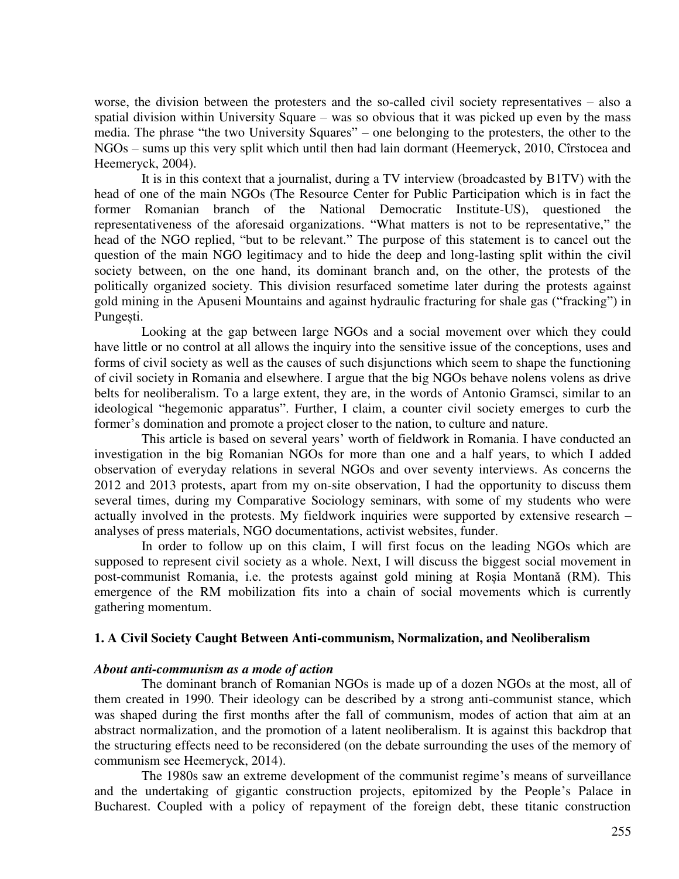worse, the division between the protesters and the so-called civil society representatives – also a spatial division within University Square – was so obvious that it was picked up even by the mass media. The phrase "the two University Squares" – one belonging to the protesters, the other to the NGOs – sums up this very split which until then had lain dormant (Heemeryck, 2010, Cîrstocea and Heemeryck, 2004).

It is in this context that a journalist, during a TV interview (broadcasted by B1TV) with the head of one of the main NGOs (The Resource Center for Public Participation which is in fact the former Romanian branch of the National Democratic Institute-US), questioned the representativeness of the aforesaid organizations. "What matters is not to be representative," the head of the NGO replied, "but to be relevant." The purpose of this statement is to cancel out the question of the main NGO legitimacy and to hide the deep and long-lasting split within the civil society between, on the one hand, its dominant branch and, on the other, the protests of the politically organized society. This division resurfaced sometime later during the protests against gold mining in the Apuseni Mountains and against hydraulic fracturing for shale gas ("fracking") in Pungești.

Looking at the gap between large NGOs and a social movement over which they could have little or no control at all allows the inquiry into the sensitive issue of the conceptions, uses and forms of civil society as well as the causes of such disjunctions which seem to shape the functioning of civil society in Romania and elsewhere. I argue that the big NGOs behave nolens volens as drive belts for neoliberalism. To a large extent, they are, in the words of Antonio Gramsci, similar to an ideological "hegemonic apparatus". Further, I claim, a counter civil society emerges to curb the former's domination and promote a project closer to the nation, to culture and nature.

This article is based on several years' worth of fieldwork in Romania. I have conducted an investigation in the big Romanian NGOs for more than one and a half years, to which I added observation of everyday relations in several NGOs and over seventy interviews. As concerns the 2012 and 2013 protests, apart from my on-site observation, I had the opportunity to discuss them several times, during my Comparative Sociology seminars, with some of my students who were actually involved in the protests. My fieldwork inquiries were supported by extensive research – analyses of press materials, NGO documentations, activist websites, funder.

In order to follow up on this claim, I will first focus on the leading NGOs which are supposed to represent civil society as a whole. Next, I will discuss the biggest social movement in post-communist Romania, i.e. the protests against gold mining at Roșia Montană (RM). This emergence of the RM mobilization fits into a chain of social movements which is currently gathering momentum.

## 1. A Civil Society Caught Between Anti-communism, Normalization, and Neoliberalism

### *About anti-communism as a mode of action*

The dominant branch of Romanian NGOs is made up of a dozen NGOs at the most, all of them created in 1990. Their ideology can be described by a strong anti-communist stance, which was shaped during the first months after the fall of communism, modes of action that aim at an abstract normalization, and the promotion of a latent neoliberalism. It is against this backdrop that the structuring effects need to be reconsidered (on the debate surrounding the uses of the memory of communism see Heemeryck, 2014).

The 1980s saw an extreme development of the communist regime's means of surveillance and the undertaking of gigantic construction projects, epitomized by the People's Palace in Bucharest. Coupled with a policy of repayment of the foreign debt, these titanic construction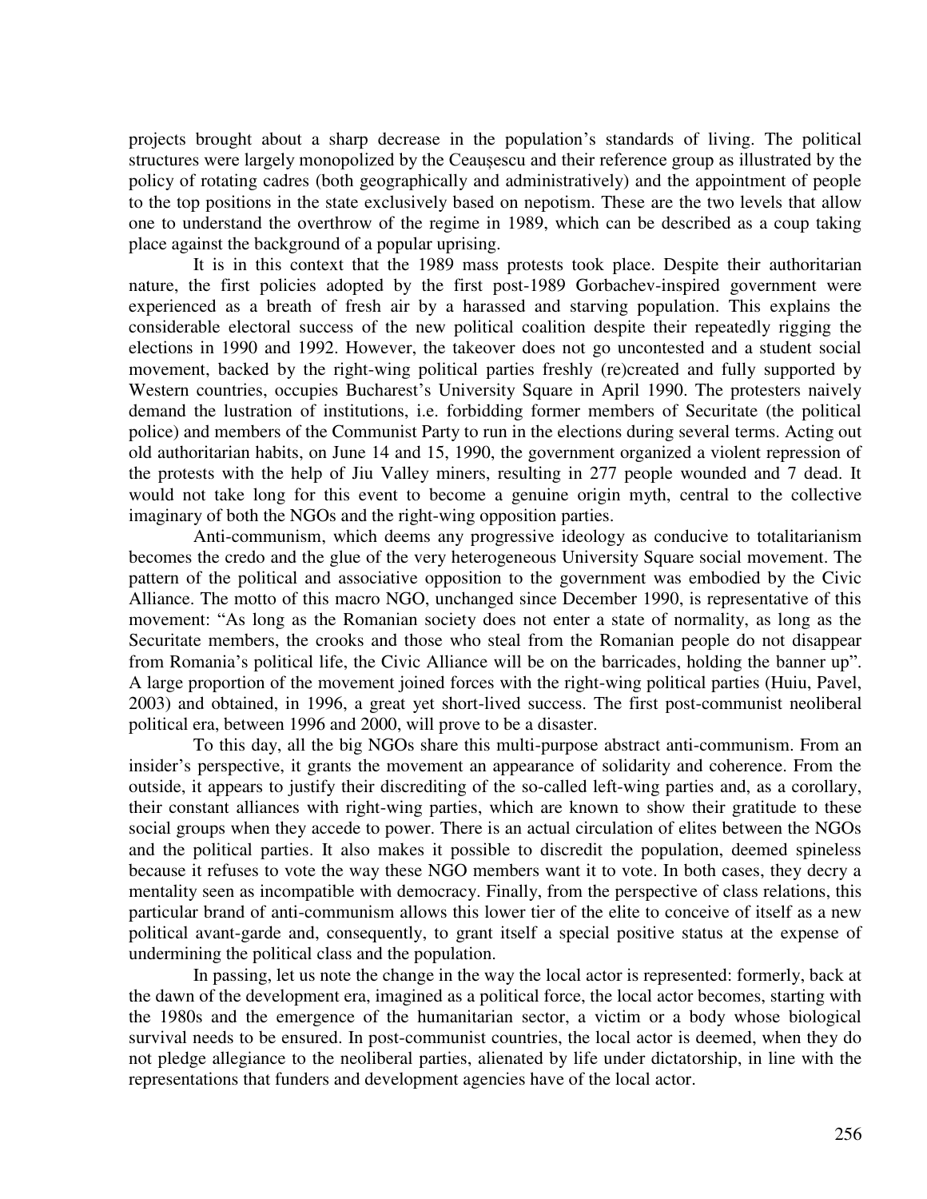projects brought about a sharp decrease in the population's standards of living. The political structures were largely monopolized by the Ceaușescu and their reference group as illustrated by the policy of rotating cadres (both geographically and administratively) and the appointment of people to the top positions in the state exclusively based on nepotism. These are the two levels that allow one to understand the overthrow of the regime in 1989, which can be described as a coup taking place against the background of a popular uprising.

It is in this context that the 1989 mass protests took place. Despite their authoritarian nature, the first policies adopted by the first post-1989 Gorbachev-inspired government were experienced as a breath of fresh air by a harassed and starving population. This explains the considerable electoral success of the new political coalition despite their repeatedly rigging the elections in 1990 and 1992. However, the takeover does not go uncontested and a student social movement, backed by the right-wing political parties freshly (re)created and fully supported by Western countries, occupies Bucharest's University Square in April 1990. The protesters naively demand the lustration of institutions, i.e. forbidding former members of Securitate (the political police) and members of the Communist Party to run in the elections during several terms. Acting out old authoritarian habits, on June 14 and 15, 1990, the government organized a violent repression of the protests with the help of Jiu Valley miners, resulting in 277 people wounded and 7 dead. It would not take long for this event to become a genuine origin myth, central to the collective imaginary of both the NGOs and the right-wing opposition parties.

Anti-communism, which deems any progressive ideology as conducive to totalitarianism becomes the credo and the glue of the very heterogeneous University Square social movement. The pattern of the political and associative opposition to the government was embodied by the Civic Alliance. The motto of this macro NGO, unchanged since December 1990, is representative of this movement: "As long as the Romanian society does not enter a state of normality, as long as the Securitate members, the crooks and those who steal from the Romanian people do not disappear from Romania's political life, the Civic Alliance will be on the barricades, holding the banner up". A large proportion of the movement joined forces with the right-wing political parties (Huiu, Pavel, 2003) and obtained, in 1996, a great yet short-lived success. The first post-communist neoliberal political era, between 1996 and 2000, will prove to be a disaster.

To this day, all the big NGOs share this multi-purpose abstract anti-communism. From an insider's perspective, it grants the movement an appearance of solidarity and coherence. From the outside, it appears to justify their discrediting of the so-called left-wing parties and, as a corollary, their constant alliances with right-wing parties, which are known to show their gratitude to these social groups when they accede to power. There is an actual circulation of elites between the NGOs and the political parties. It also makes it possible to discredit the population, deemed spineless because it refuses to vote the way these NGO members want it to vote. In both cases, they decry a mentality seen as incompatible with democracy. Finally, from the perspective of class relations, this particular brand of anti-communism allows this lower tier of the elite to conceive of itself as a new political avant-garde and, consequently, to grant itself a special positive status at the expense of undermining the political class and the population.

In passing, let us note the change in the way the local actor is represented: formerly, back at the dawn of the development era, imagined as a political force, the local actor becomes, starting with the 1980s and the emergence of the humanitarian sector, a victim or a body whose biological survival needs to be ensured. In post-communist countries, the local actor is deemed, when they do not pledge allegiance to the neoliberal parties, alienated by life under dictatorship, in line with the representations that funders and development agencies have of the local actor.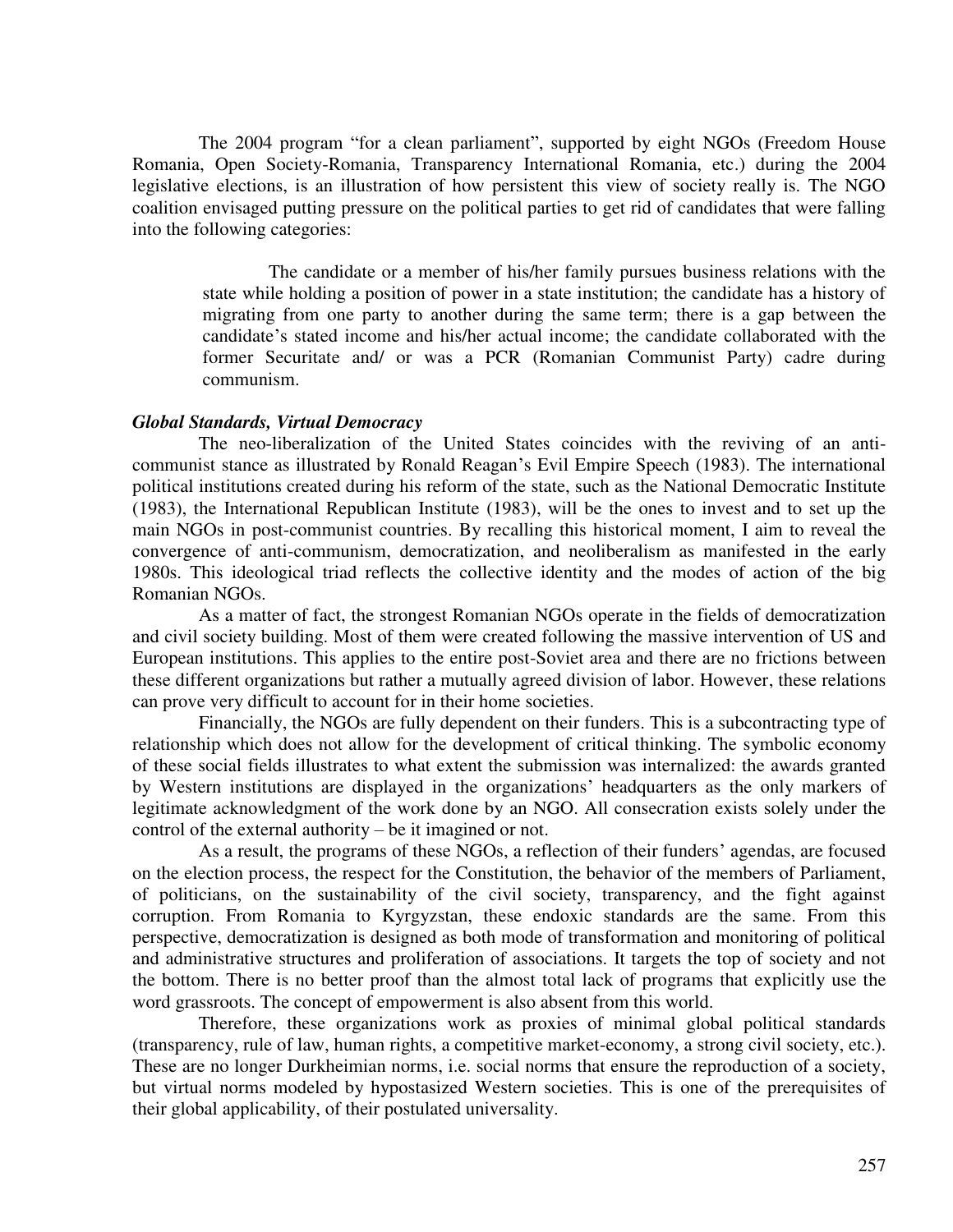The 2004 program "for a clean parliament", supported by eight NGOs (Freedom House Romania, Open Society-Romania, Transparency International Romania, etc.) during the 2004 legislative elections, is an illustration of how persistent this view of society really is. The NGO coalition envisaged putting pressure on the political parties to get rid of candidates that were falling into the following categories:

> The candidate or a member of his/her family pursues business relations with the state while holding a position of power in a state institution; the candidate has a history of migrating from one party to another during the same term; there is a gap between the candidate's stated income and his/her actual income; the candidate collaborated with the former Securitate and/ or was a PCR (Romanian Communist Party) cadre during communism.

***Global Standards, Virtual Democracy***

The neo-liberalization of the United States coincides with the reviving of an anti-communist stance as illustrated by Ronald Reagan's Evil Empire Speech (1983). The international political institutions created during his reform of the state, such as the National Democratic Institute (1983), the International Republican Institute (1983), will be the ones to invest and to set up the main NGOs in post-communist countries. By recalling this historical moment, I aim to reveal the convergence of anti-communism, democratization, and neoliberalism as manifested in the early 1980s. This ideological triad reflects the collective identity and the modes of action of the big Romanian NGOs.

As a matter of fact, the strongest Romanian NGOs operate in the fields of democratization and civil society building. Most of them were created following the massive intervention of US and European institutions. This applies to the entire post-Soviet area and there are no frictions between these different organizations but rather a mutually agreed division of labor. However, these relations can prove very difficult to account for in their home societies.

Financially, the NGOs are fully dependent on their funders. This is a subcontracting type of relationship which does not allow for the development of critical thinking. The symbolic economy of these social fields illustrates to what extent the submission was internalized: the awards granted by Western institutions are displayed in the organizations' headquarters as the only markers of legitimate acknowledgment of the work done by an NGO. All consecration exists solely under the control of the external authority – be it imagined or not.

As a result, the programs of these NGOs, a reflection of their funders' agendas, are focused on the election process, the respect for the Constitution, the behavior of the members of Parliament, of politicians, on the sustainability of the civil society, transparency, and the fight against corruption. From Romania to Kyrgyzstan, these endoxic standards are the same. From this perspective, democratization is designed as both mode of transformation and monitoring of political and administrative structures and proliferation of associations. It targets the top of society and not the bottom. There is no better proof than the almost total lack of programs that explicitly use the word grassroots. The concept of empowerment is also absent from this world.

Therefore, these organizations work as proxies of minimal global political standards (transparency, rule of law, human rights, a competitive market-economy, a strong civil society, etc.). These are no longer Durkheimian norms, i.e. social norms that ensure the reproduction of a society, but virtual norms modeled by hypostasized Western societies. This is one of the prerequisites of their global applicability, of their postulated universality.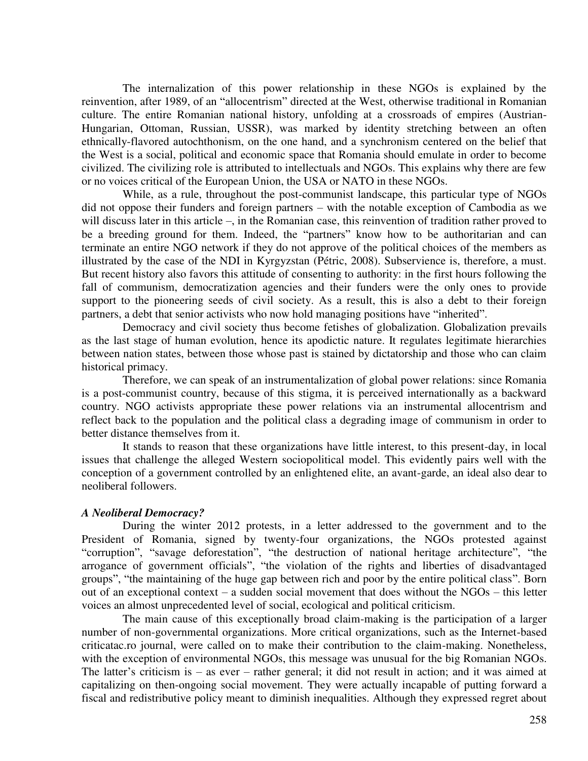The internalization of this power relationship in these NGOs is explained by the reinvention, after 1989, of an "allocentrism" directed at the West, otherwise traditional in Romanian culture. The entire Romanian national history, unfolding at a crossroads of empires (Austrian-Hungarian, Ottoman, Russian, USSR), was marked by identity stretching between an often ethnically-flavored autochthonism, on the one hand, and a synchronism centered on the belief that the West is a social, political and economic space that Romania should emulate in order to become civilized. The civilizing role is attributed to intellectuals and NGOs. This explains why there are few or no voices critical of the European Union, the USA or NATO in these NGOs.

While, as a rule, throughout the post-communist landscape, this particular type of NGOs did not oppose their funders and foreign partners – with the notable exception of Cambodia as we will discuss later in this article –, in the Romanian case, this reinvention of tradition rather proved to be a breeding ground for them. Indeed, the "partners" know how to be authoritarian and can terminate an entire NGO network if they do not approve of the political choices of the members as illustrated by the case of the NDI in Kyrgyzstan (Pétric, 2008). Subservience is, therefore, a must. But recent history also favors this attitude of consenting to authority: in the first hours following the fall of communism, democratization agencies and their funders were the only ones to provide support to the pioneering seeds of civil society. As a result, this is also a debt to their foreign partners, a debt that senior activists who now hold managing positions have "inherited".

Democracy and civil society thus become fetishes of globalization. Globalization prevails as the last stage of human evolution, hence its apodictic nature. It regulates legitimate hierarchies between nation states, between those whose past is stained by dictatorship and those who can claim historical primacy.

Therefore, we can speak of an instrumentalization of global power relations: since Romania is a post-communist country, because of this stigma, it is perceived internationally as a backward country. NGO activists appropriate these power relations via an instrumental allocentrism and reflect back to the population and the political class a degrading image of communism in order to better distance themselves from it.

It stands to reason that these organizations have little interest, to this present-day, in local issues that challenge the alleged Western sociopolitical model. This evidently pairs well with the conception of a government controlled by an enlightened elite, an avant-garde, an ideal also dear to neoliberal followers.

### *A Neoliberal Democracy?*

During the winter 2012 protests, in a letter addressed to the government and to the President of Romania, signed by twenty-four organizations, the NGOs protested against "corruption", "savage deforestation", "the destruction of national heritage architecture", "the arrogance of government officials", "the violation of the rights and liberties of disadvantaged groups", "the maintaining of the huge gap between rich and poor by the entire political class". Born out of an exceptional context – a sudden social movement that does without the NGOs – this letter voices an almost unprecedented level of social, ecological and political criticism.

The main cause of this exceptionally broad claim-making is the participation of a larger number of non-governmental organizations. More critical organizations, such as the Internet-based criticatac.ro journal, were called on to make their contribution to the claim-making. Nonetheless, with the exception of environmental NGOs, this message was unusual for the big Romanian NGOs. The latter's criticism is – as ever – rather general; it did not result in action; and it was aimed at capitalizing on then-ongoing social movement. They were actually incapable of putting forward a fiscal and redistributive policy meant to diminish inequalities. Although they expressed regret about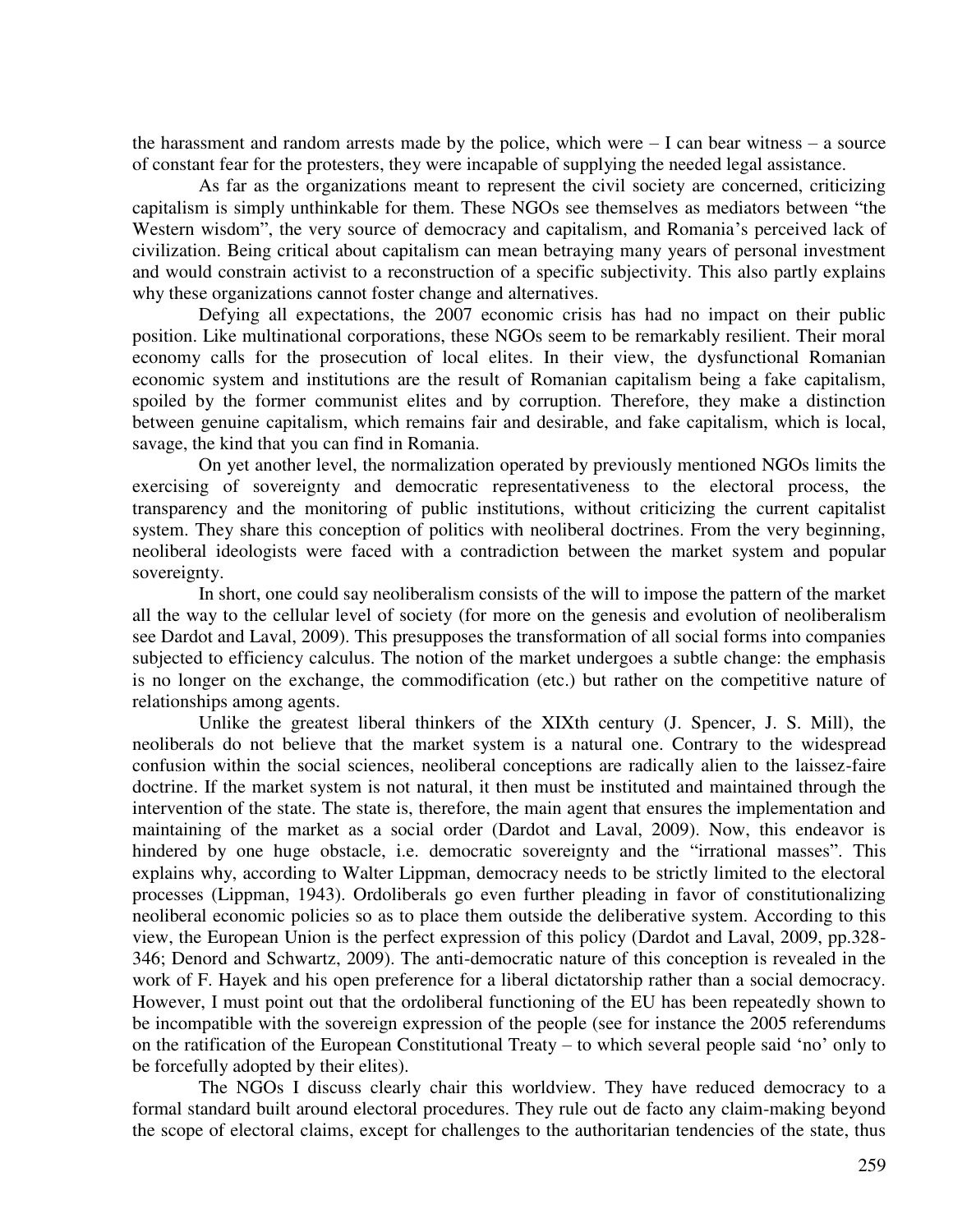the harassment and random arrests made by the police, which were – I can bear witness – a source of constant fear for the protesters, they were incapable of supplying the needed legal assistance.

As far as the organizations meant to represent the civil society are concerned, criticizing capitalism is simply unthinkable for them. These NGOs see themselves as mediators between "the Western wisdom", the very source of democracy and capitalism, and Romania's perceived lack of civilization. Being critical about capitalism can mean betraying many years of personal investment and would constrain activist to a reconstruction of a specific subjectivity. This also partly explains why these organizations cannot foster change and alternatives.

Defying all expectations, the 2007 economic crisis has had no impact on their public position. Like multinational corporations, these NGOs seem to be remarkably resilient. Their moral economy calls for the prosecution of local elites. In their view, the dysfunctional Romanian economic system and institutions are the result of Romanian capitalism being a fake capitalism, spoiled by the former communist elites and by corruption. Therefore, they make a distinction between genuine capitalism, which remains fair and desirable, and fake capitalism, which is local, savage, the kind that you can find in Romania.

On yet another level, the normalization operated by previously mentioned NGOs limits the exercising of sovereignty and democratic representativeness to the electoral process, the transparency and the monitoring of public institutions, without criticizing the current capitalist system. They share this conception of politics with neoliberal doctrines. From the very beginning, neoliberal ideologists were faced with a contradiction between the market system and popular sovereignty.

In short, one could say neoliberalism consists of the will to impose the pattern of the market all the way to the cellular level of society (for more on the genesis and evolution of neoliberalism see Dardot and Laval, 2009). This presupposes the transformation of all social forms into companies subjected to efficiency calculus. The notion of the market undergoes a subtle change: the emphasis is no longer on the exchange, the commodification (etc.) but rather on the competitive nature of relationships among agents.

Unlike the greatest liberal thinkers of the XIXth century (J. Spencer, J. S. Mill), the neoliberals do not believe that the market system is a natural one. Contrary to the widespread confusion within the social sciences, neoliberal conceptions are radically alien to the laissez-faire doctrine. If the market system is not natural, it then must be instituted and maintained through the intervention of the state. The state is, therefore, the main agent that ensures the implementation and maintaining of the market as a social order (Dardot and Laval, 2009). Now, this endeavor is hindered by one huge obstacle, i.e. democratic sovereignty and the "irrational masses". This explains why, according to Walter Lippman, democracy needs to be strictly limited to the electoral processes (Lippman, 1943). Ordoliberals go even further pleading in favor of constitutionalizing neoliberal economic policies so as to place them outside the deliberative system. According to this view, the European Union is the perfect expression of this policy (Dardot and Laval, 2009, pp.328-346; Denord and Schwartz, 2009). The anti-democratic nature of this conception is revealed in the work of F. Hayek and his open preference for a liberal dictatorship rather than a social democracy. However, I must point out that the ordoliberal functioning of the EU has been repeatedly shown to be incompatible with the sovereign expression of the people (see for instance the 2005 referendums on the ratification of the European Constitutional Treaty – to which several people said 'no' only to be forcefully adopted by their elites).

The NGOs I discuss clearly chair this worldview. They have reduced democracy to a formal standard built around electoral procedures. They rule out de facto any claim-making beyond the scope of electoral claims, except for challenges to the authoritarian tendencies of the state, thus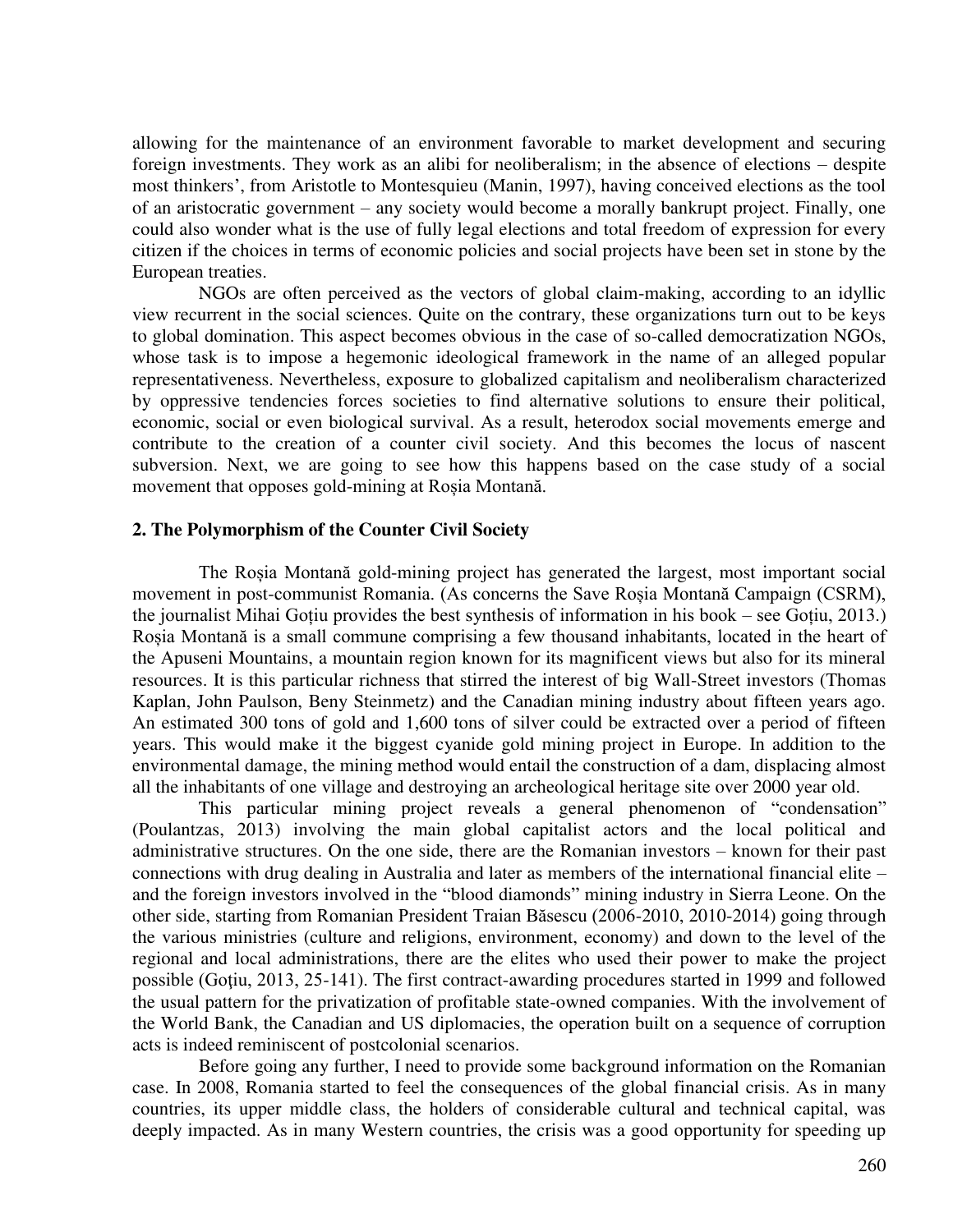allowing for the maintenance of an environment favorable to market development and securing foreign investments. They work as an alibi for neoliberalism; in the absence of elections – despite most thinkers', from Aristotle to Montesquieu (Manin, 1997), having conceived elections as the tool of an aristocratic government – any society would become a morally bankrupt project. Finally, one could also wonder what is the use of fully legal elections and total freedom of expression for every citizen if the choices in terms of economic policies and social projects have been set in stone by the European treaties.

NGOs are often perceived as the vectors of global claim-making, according to an idyllic view recurrent in the social sciences. Quite on the contrary, these organizations turn out to be keys to global domination. This aspect becomes obvious in the case of so-called democratization NGOs, whose task is to impose a hegemonic ideological framework in the name of an alleged popular representativeness. Nevertheless, exposure to globalized capitalism and neoliberalism characterized by oppressive tendencies forces societies to find alternative solutions to ensure their political, economic, social or even biological survival. As a result, heterodox social movements emerge and contribute to the creation of a counter civil society. And this becomes the locus of nascent subversion. Next, we are going to see how this happens based on the case study of a social movement that opposes gold-mining at Roșia Montană.

## 2. The Polymorphism of the Counter Civil Society

The Roșia Montană gold-mining project has generated the largest, most important social movement in post-communist Romania. (As concerns the Save Roșia Montană Campaign (CSRM), the journalist Mihai Goțiu provides the best synthesis of information in his book – see Goțiu, 2013.) Roșia Montană is a small commune comprising a few thousand inhabitants, located in the heart of the Apuseni Mountains, a mountain region known for its magnificent views but also for its mineral resources. It is this particular richness that stirred the interest of big Wall-Street investors (Thomas Kaplan, John Paulson, Beny Steinmetz) and the Canadian mining industry about fifteen years ago. An estimated 300 tons of gold and 1,600 tons of silver could be extracted over a period of fifteen years. This would make it the biggest cyanide gold mining project in Europe. In addition to the environmental damage, the mining method would entail the construction of a dam, displacing almost all the inhabitants of one village and destroying an archeological heritage site over 2000 year old.

This particular mining project reveals a general phenomenon of "condensation" (Poulantzas, 2013) involving the main global capitalist actors and the local political and administrative structures. On the one side, there are the Romanian investors – known for their past connections with drug dealing in Australia and later as members of the international financial elite – and the foreign investors involved in the "blood diamonds" mining industry in Sierra Leone. On the other side, starting from Romanian President Traian Băsescu (2006-2010, 2010-2014) going through the various ministries (culture and religions, environment, economy) and down to the level of the regional and local administrations, there are the elites who used their power to make the project possible (Goțiu, 2013, 25-141). The first contract-awarding procedures started in 1999 and followed the usual pattern for the privatization of profitable state-owned companies. With the involvement of the World Bank, the Canadian and US diplomacies, the operation built on a sequence of corruption acts is indeed reminiscent of postcolonial scenarios.

Before going any further, I need to provide some background information on the Romanian case. In 2008, Romania started to feel the consequences of the global financial crisis. As in many countries, its upper middle class, the holders of considerable cultural and technical capital, was deeply impacted. As in many Western countries, the crisis was a good opportunity for speeding up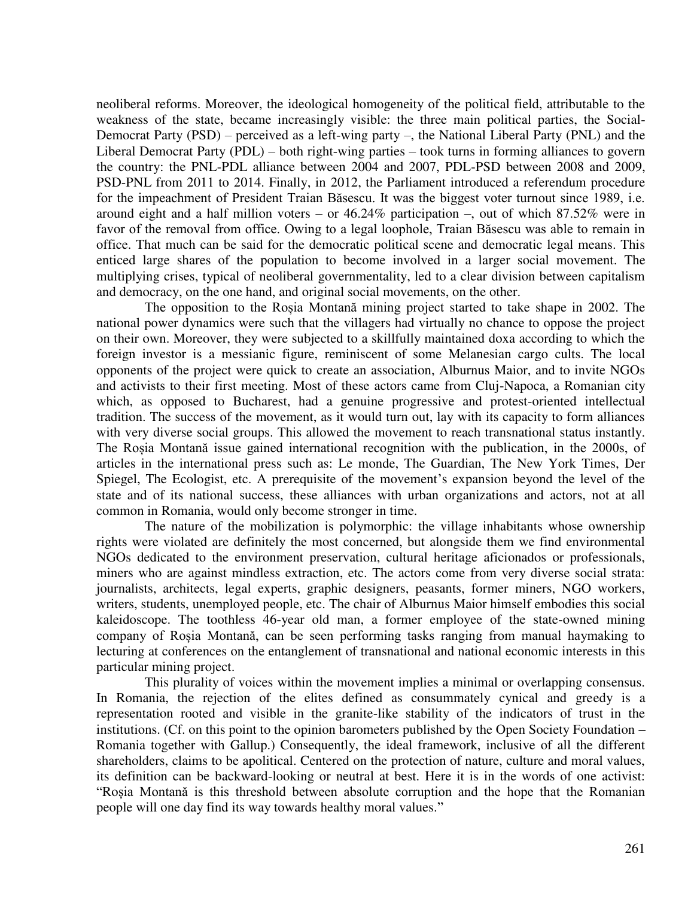neoliberal reforms. Moreover, the ideological homogeneity of the political field, attributable to the weakness of the state, became increasingly visible: the three main political parties, the Social-Democrat Party (PSD) – perceived as a left-wing party –, the National Liberal Party (PNL) and the Liberal Democrat Party (PDL) – both right-wing parties – took turns in forming alliances to govern the country: the PNL-PDL alliance between 2004 and 2007, PDL-PSD between 2008 and 2009, PSD-PNL from 2011 to 2014. Finally, in 2012, the Parliament introduced a referendum procedure for the impeachment of President Traian Băsescu. It was the biggest voter turnout since 1989, i.e. around eight and a half million voters – or 46.24% participation –, out of which 87.52% were in favor of the removal from office. Owing to a legal loophole, Traian Băsescu was able to remain in office. That much can be said for the democratic political scene and democratic legal means. This enticed large shares of the population to become involved in a larger social movement. The multiplying crises, typical of neoliberal governmentality, led to a clear division between capitalism and democracy, on the one hand, and original social movements, on the other.

The opposition to the Roșia Montană mining project started to take shape in 2002. The national power dynamics were such that the villagers had virtually no chance to oppose the project on their own. Moreover, they were subjected to a skillfully maintained doxa according to which the foreign investor is a messianic figure, reminiscent of some Melanesian cargo cults. The local opponents of the project were quick to create an association, Alburnus Maior, and to invite NGOs and activists to their first meeting. Most of these actors came from Cluj-Napoca, a Romanian city which, as opposed to Bucharest, had a genuine progressive and protest-oriented intellectual tradition. The success of the movement, as it would turn out, lay with its capacity to form alliances with very diverse social groups. This allowed the movement to reach transnational status instantly. The Roșia Montană issue gained international recognition with the publication, in the 2000s, of articles in the international press such as: Le monde, The Guardian, The New York Times, Der Spiegel, The Ecologist, etc. A prerequisite of the movement's expansion beyond the level of the state and of its national success, these alliances with urban organizations and actors, not at all common in Romania, would only become stronger in time.

The nature of the mobilization is polymorphic: the village inhabitants whose ownership rights were violated are definitely the most concerned, but alongside them we find environmental NGOs dedicated to the environment preservation, cultural heritage aficionados or professionals, miners who are against mindless extraction, etc. The actors come from very diverse social strata: journalists, architects, legal experts, graphic designers, peasants, former miners, NGO workers, writers, students, unemployed people, etc. The chair of Alburnus Maior himself embodies this social kaleidoscope. The toothless 46-year old man, a former employee of the state-owned mining company of Roșia Montană, can be seen performing tasks ranging from manual haymaking to lecturing at conferences on the entanglement of transnational and national economic interests in this particular mining project.

This plurality of voices within the movement implies a minimal or overlapping consensus. In Romania, the rejection of the elites defined as consummately cynical and greedy is a representation rooted and visible in the granite-like stability of the indicators of trust in the institutions. (Cf. on this point to the opinion barometers published by the Open Society Foundation – Romania together with Gallup.) Consequently, the ideal framework, inclusive of all the different shareholders, claims to be apolitical. Centered on the protection of nature, culture and moral values, its definition can be backward-looking or neutral at best. Here it is in the words of one activist: "Roșia Montană is this threshold between absolute corruption and the hope that the Romanian people will one day find its way towards healthy moral values."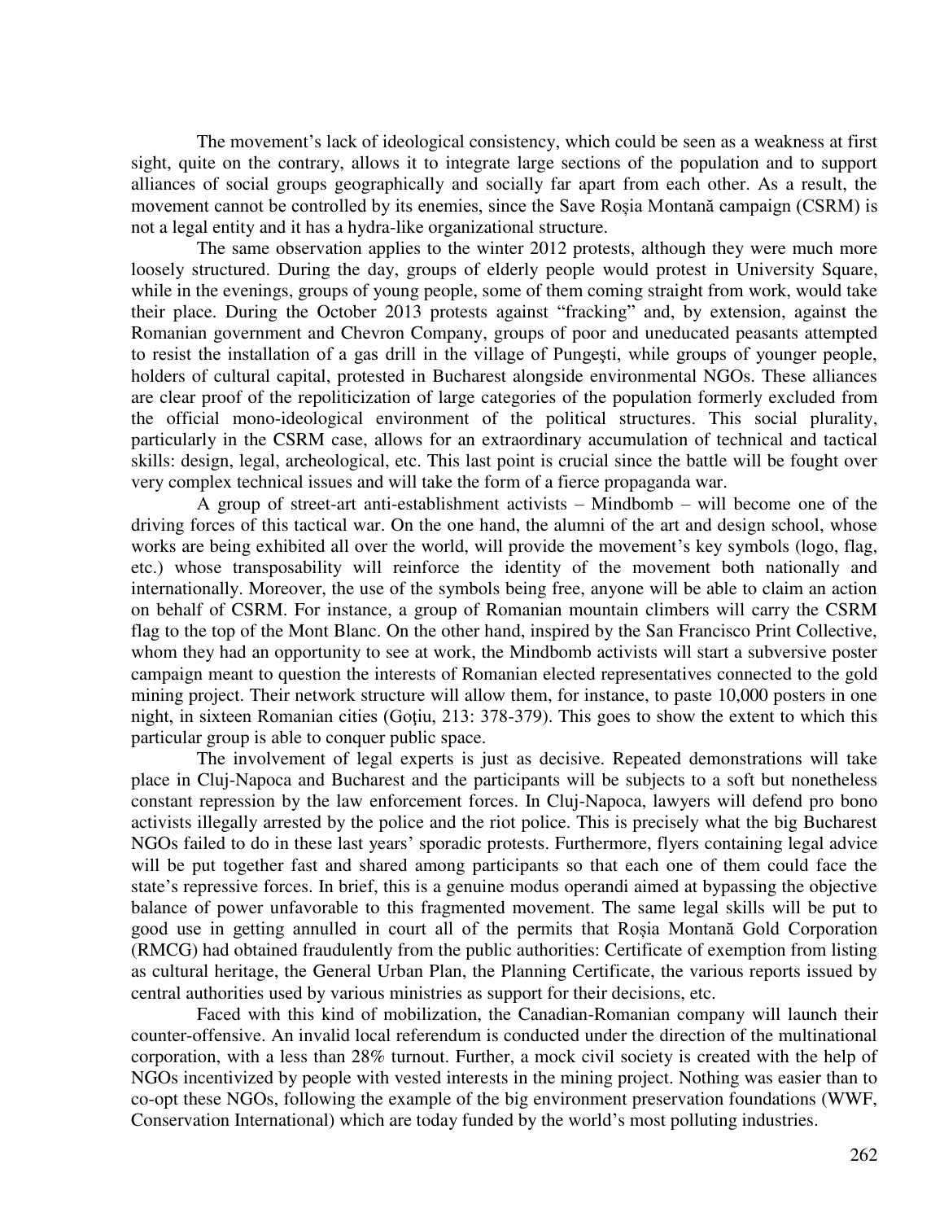The movement's lack of ideological consistency, which could be seen as a weakness at first sight, quite on the contrary, allows it to integrate large sections of the population and to support alliances of social groups geographically and socially far apart from each other. As a result, the movement cannot be controlled by its enemies, since the Save Roșia Montană campaign (CSRM) is not a legal entity and it has a hydra-like organizational structure.

The same observation applies to the winter 2012 protests, although they were much more loosely structured. During the day, groups of elderly people would protest in University Square, while in the evenings, groups of young people, some of them coming straight from work, would take their place. During the October 2013 protests against "fracking" and, by extension, against the Romanian government and Chevron Company, groups of poor and uneducated peasants attempted to resist the installation of a gas drill in the village of Pungești, while groups of younger people, holders of cultural capital, protested in Bucharest alongside environmental NGOs. These alliances are clear proof of the repoliticization of large categories of the population formerly excluded from the official mono-ideological environment of the political structures. This social plurality, particularly in the CSRM case, allows for an extraordinary accumulation of technical and tactical skills: design, legal, archeological, etc. This last point is crucial since the battle will be fought over very complex technical issues and will take the form of a fierce propaganda war.

A group of street-art anti-establishment activists – Mindbomb – will become one of the driving forces of this tactical war. On the one hand, the alumni of the art and design school, whose works are being exhibited all over the world, will provide the movement's key symbols (logo, flag, etc.) whose transposability will reinforce the identity of the movement both nationally and internationally. Moreover, the use of the symbols being free, anyone will be able to claim an action on behalf of CSRM. For instance, a group of Romanian mountain climbers will carry the CSRM flag to the top of the Mont Blanc. On the other hand, inspired by the San Francisco Print Collective, whom they had an opportunity to see at work, the Mindbomb activists will start a subversive poster campaign meant to question the interests of Romanian elected representatives connected to the gold mining project. Their network structure will allow them, for instance, to paste 10,000 posters in one night, in sixteen Romanian cities (Goțiu, 213: 378-379). This goes to show the extent to which this particular group is able to conquer public space.

The involvement of legal experts is just as decisive. Repeated demonstrations will take place in Cluj-Napoca and Bucharest and the participants will be subjects to a soft but nonetheless constant repression by the law enforcement forces. In Cluj-Napoca, lawyers will defend pro bono activists illegally arrested by the police and the riot police. This is precisely what the big Bucharest NGOs failed to do in these last years' sporadic protests. Furthermore, flyers containing legal advice will be put together fast and shared among participants so that each one of them could face the state's repressive forces. In brief, this is a genuine modus operandi aimed at bypassing the objective balance of power unfavorable to this fragmented movement. The same legal skills will be put to good use in getting annulled in court all of the permits that Roșia Montană Gold Corporation (RMCG) had obtained fraudulently from the public authorities: Certificate of exemption from listing as cultural heritage, the General Urban Plan, the Planning Certificate, the various reports issued by central authorities used by various ministries as support for their decisions, etc.

Faced with this kind of mobilization, the Canadian-Romanian company will launch their counter-offensive. An invalid local referendum is conducted under the direction of the multinational corporation, with a less than 28% turnout. Further, a mock civil society is created with the help of NGOs incentivized by people with vested interests in the mining project. Nothing was easier than to co-opt these NGOs, following the example of the big environment preservation foundations (WWF, Conservation International) which are today funded by the world's most polluting industries.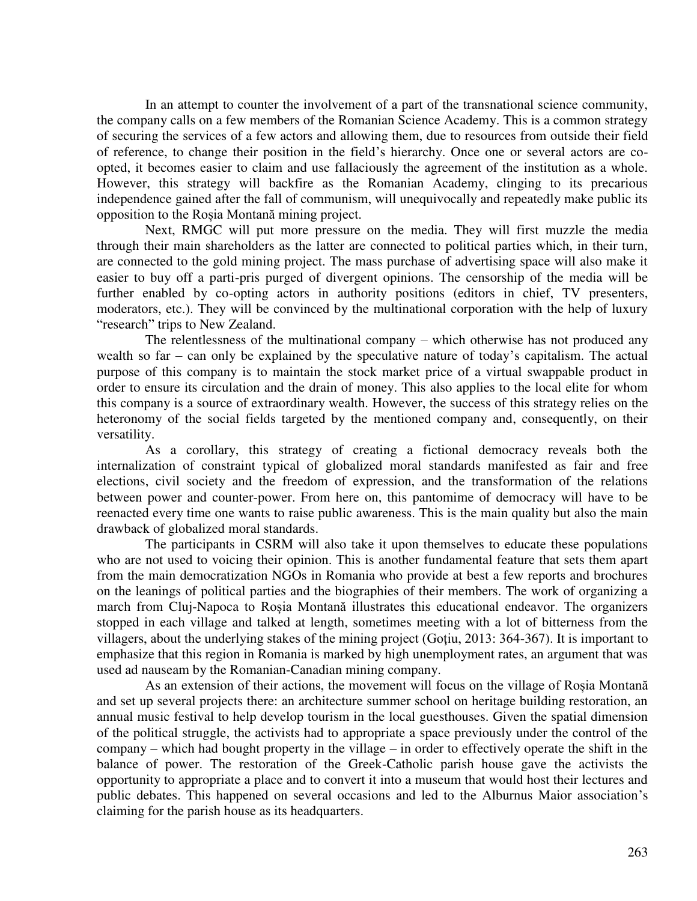In an attempt to counter the involvement of a part of the transnational science community, the company calls on a few members of the Romanian Science Academy. This is a common strategy of securing the services of a few actors and allowing them, due to resources from outside their field of reference, to change their position in the field's hierarchy. Once one or several actors are co-opted, it becomes easier to claim and use fallaciously the agreement of the institution as a whole. However, this strategy will backfire as the Romanian Academy, clinging to its precarious independence gained after the fall of communism, will unequivocally and repeatedly make public its opposition to the Roșia Montană mining project.

Next, RMGC will put more pressure on the media. They will first muzzle the media through their main shareholders as the latter are connected to political parties which, in their turn, are connected to the gold mining project. The mass purchase of advertising space will also make it easier to buy off a parti-pris purged of divergent opinions. The censorship of the media will be further enabled by co-opting actors in authority positions (editors in chief, TV presenters, moderators, etc.). They will be convinced by the multinational corporation with the help of luxury "research" trips to New Zealand.

The relentlessness of the multinational company – which otherwise has not produced any wealth so far – can only be explained by the speculative nature of today's capitalism. The actual purpose of this company is to maintain the stock market price of a virtual swappable product in order to ensure its circulation and the drain of money. This also applies to the local elite for whom this company is a source of extraordinary wealth. However, the success of this strategy relies on the heteronomy of the social fields targeted by the mentioned company and, consequently, on their versatility.

As a corollary, this strategy of creating a fictional democracy reveals both the internalization of constraint typical of globalized moral standards manifested as fair and free elections, civil society and the freedom of expression, and the transformation of the relations between power and counter-power. From here on, this pantomime of democracy will have to be reenacted every time one wants to raise public awareness. This is the main quality but also the main drawback of globalized moral standards.

The participants in CSRM will also take it upon themselves to educate these populations who are not used to voicing their opinion. This is another fundamental feature that sets them apart from the main democratization NGOs in Romania who provide at best a few reports and brochures on the leanings of political parties and the biographies of their members. The work of organizing a march from Cluj-Napoca to Roșia Montană illustrates this educational endeavor. The organizers stopped in each village and talked at length, sometimes meeting with a lot of bitterness from the villagers, about the underlying stakes of the mining project (Goțiu, 2013: 364-367). It is important to emphasize that this region in Romania is marked by high unemployment rates, an argument that was used ad nauseam by the Romanian-Canadian mining company.

As an extension of their actions, the movement will focus on the village of Roșia Montană and set up several projects there: an architecture summer school on heritage building restoration, an annual music festival to help develop tourism in the local guesthouses. Given the spatial dimension of the political struggle, the activists had to appropriate a space previously under the control of the company – which had bought property in the village – in order to effectively operate the shift in the balance of power. The restoration of the Greek-Catholic parish house gave the activists the opportunity to appropriate a place and to convert it into a museum that would host their lectures and public debates. This happened on several occasions and led to the Alburnus Maior association's claiming for the parish house as its headquarters.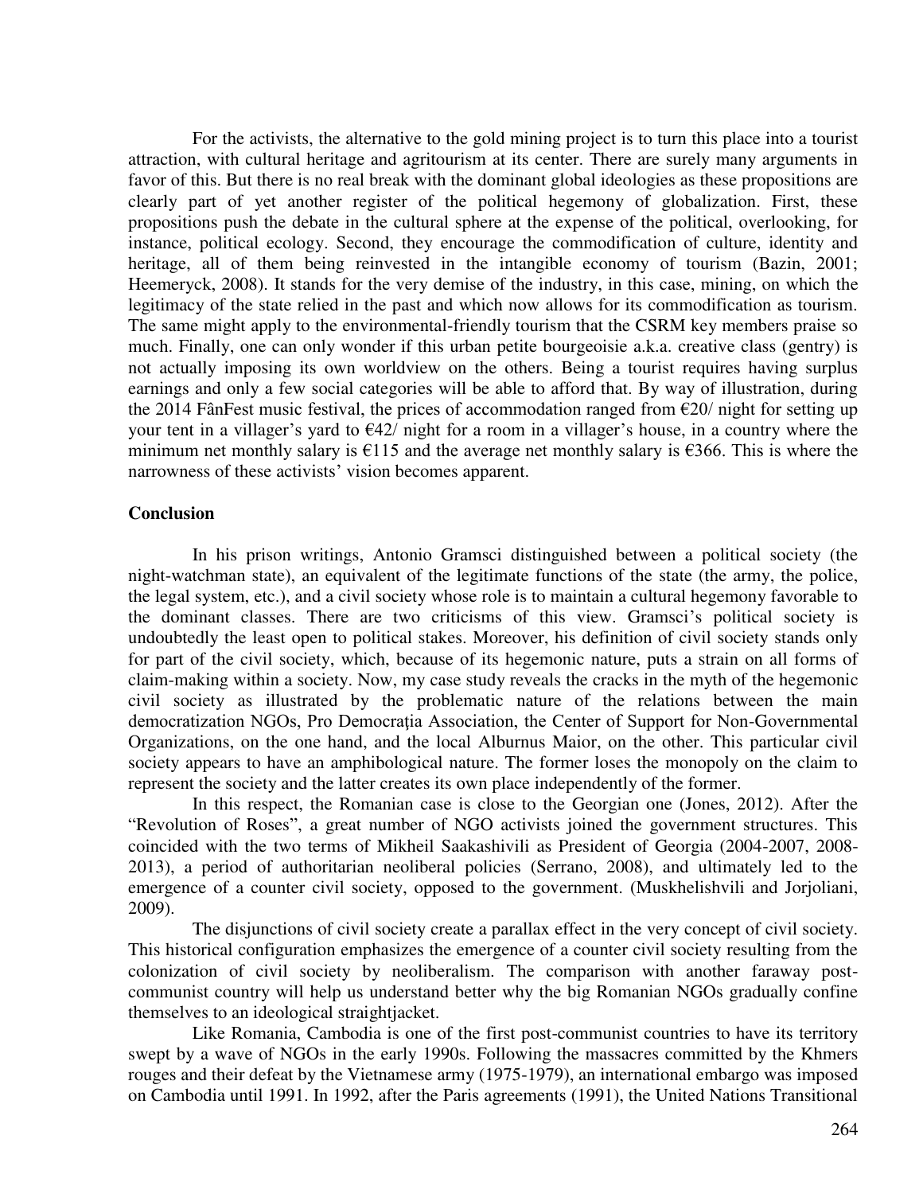For the activists, the alternative to the gold mining project is to turn this place into a tourist attraction, with cultural heritage and agritourism at its center. There are surely many arguments in favor of this. But there is no real break with the dominant global ideologies as these propositions are clearly part of yet another register of the political hegemony of globalization. First, these propositions push the debate in the cultural sphere at the expense of the political, overlooking, for instance, political ecology. Second, they encourage the commodification of culture, identity and heritage, all of them being reinvested in the intangible economy of tourism (Bazin, 2001; Heemeryck, 2008). It stands for the very demise of the industry, in this case, mining, on which the legitimacy of the state relied in the past and which now allows for its commodification as tourism. The same might apply to the environmental-friendly tourism that the CSRM key members praise so much. Finally, one can only wonder if this urban petite bourgeoisie a.k.a. creative class (gentry) is not actually imposing its own worldview on the others. Being a tourist requires having surplus earnings and only a few social categories will be able to afford that. By way of illustration, during the 2014 FânFest music festival, the prices of accommodation ranged from €20/ night for setting up your tent in a villager's yard to €42/ night for a room in a villager's house, in a country where the minimum net monthly salary is €115 and the average net monthly salary is €366. This is where the narrowness of these activists' vision becomes apparent.

## Conclusion

In his prison writings, Antonio Gramsci distinguished between a political society (the night-watchman state), an equivalent of the legitimate functions of the state (the army, the police, the legal system, etc.), and a civil society whose role is to maintain a cultural hegemony favorable to the dominant classes. There are two criticisms of this view. Gramsci's political society is undoubtedly the least open to political stakes. Moreover, his definition of civil society stands only for part of the civil society, which, because of its hegemonic nature, puts a strain on all forms of claim-making within a society. Now, my case study reveals the cracks in the myth of the hegemonic civil society as illustrated by the problematic nature of the relations between the main democratization NGOs, Pro Democrația Association, the Center of Support for Non-Governmental Organizations, on the one hand, and the local Alburnus Maior, on the other. This particular civil society appears to have an amphibological nature. The former loses the monopoly on the claim to represent the society and the latter creates its own place independently of the former.

In this respect, the Romanian case is close to the Georgian one (Jones, 2012). After the "Revolution of Roses", a great number of NGO activists joined the government structures. This coincided with the two terms of Mikheil Saakashvili as President of Georgia (2004-2007, 2008-2013), a period of authoritarian neoliberal policies (Serrano, 2008), and ultimately led to the emergence of a counter civil society, opposed to the government. (Muskhelishvili and Jorjoliani, 2009).

The disjunctions of civil society create a parallax effect in the very concept of civil society. This historical configuration emphasizes the emergence of a counter civil society resulting from the colonization of civil society by neoliberalism. The comparison with another faraway post-communist country will help us understand better why the big Romanian NGOs gradually confine themselves to an ideological straightjacket.

Like Romania, Cambodia is one of the first post-communist countries to have its territory swept by a wave of NGOs in the early 1990s. Following the massacres committed by the Khmers rouges and their defeat by the Vietnamese army (1975-1979), an international embargo was imposed on Cambodia until 1991. In 1992, after the Paris agreements (1991), the United Nations Transitional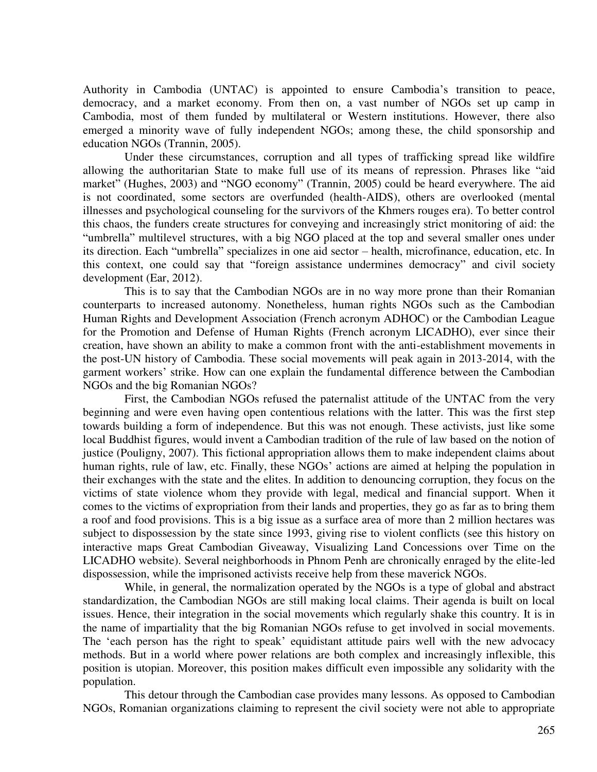Authority in Cambodia (UNTAC) is appointed to ensure Cambodia's transition to peace, democracy, and a market economy. From then on, a vast number of NGOs set up camp in Cambodia, most of them funded by multilateral or Western institutions. However, there also emerged a minority wave of fully independent NGOs; among these, the child sponsorship and education NGOs (Trannin, 2005).

Under these circumstances, corruption and all types of trafficking spread like wildfire allowing the authoritarian State to make full use of its means of repression. Phrases like "aid market" (Hughes, 2003) and "NGO economy" (Trannin, 2005) could be heard everywhere. The aid is not coordinated, some sectors are overfunded (health-AIDS), others are overlooked (mental illnesses and psychological counseling for the survivors of the Khmers rouges era). To better control this chaos, the funders create structures for conveying and increasingly strict monitoring of aid: the "umbrella" multilevel structures, with a big NGO placed at the top and several smaller ones under its direction. Each "umbrella" specializes in one aid sector – health, microfinance, education, etc. In this context, one could say that "foreign assistance undermines democracy" and civil society development (Ear, 2012).

This is to say that the Cambodian NGOs are in no way more prone than their Romanian counterparts to increased autonomy. Nonetheless, human rights NGOs such as the Cambodian Human Rights and Development Association (French acronym ADHOC) or the Cambodian League for the Promotion and Defense of Human Rights (French acronym LICADHO), ever since their creation, have shown an ability to make a common front with the anti-establishment movements in the post-UN history of Cambodia. These social movements will peak again in 2013-2014, with the garment workers' strike. How can one explain the fundamental difference between the Cambodian NGOs and the big Romanian NGOs?

First, the Cambodian NGOs refused the paternalist attitude of the UNTAC from the very beginning and were even having open contentious relations with the latter. This was the first step towards building a form of independence. But this was not enough. These activists, just like some local Buddhist figures, would invent a Cambodian tradition of the rule of law based on the notion of justice (Pouligny, 2007). This fictional appropriation allows them to make independent claims about human rights, rule of law, etc. Finally, these NGOs' actions are aimed at helping the population in their exchanges with the state and the elites. In addition to denouncing corruption, they focus on the victims of state violence whom they provide with legal, medical and financial support. When it comes to the victims of expropriation from their lands and properties, they go as far as to bring them a roof and food provisions. This is a big issue as a surface area of more than 2 million hectares was subject to dispossession by the state since 1993, giving rise to violent conflicts (see this history on interactive maps Great Cambodian Giveaway, Visualizing Land Concessions over Time on the LICADHO website). Several neighborhoods in Phnom Penh are chronically enraged by the elite-led dispossession, while the imprisoned activists receive help from these maverick NGOs.

While, in general, the normalization operated by the NGOs is a type of global and abstract standardization, the Cambodian NGOs are still making local claims. Their agenda is built on local issues. Hence, their integration in the social movements which regularly shake this country. It is in the name of impartiality that the big Romanian NGOs refuse to get involved in social movements. The 'each person has the right to speak' equidistant attitude pairs well with the new advocacy methods. But in a world where power relations are both complex and increasingly inflexible, this position is utopian. Moreover, this position makes difficult even impossible any solidarity with the population.

This detour through the Cambodian case provides many lessons. As opposed to Cambodian NGOs, Romanian organizations claiming to represent the civil society were not able to appropriate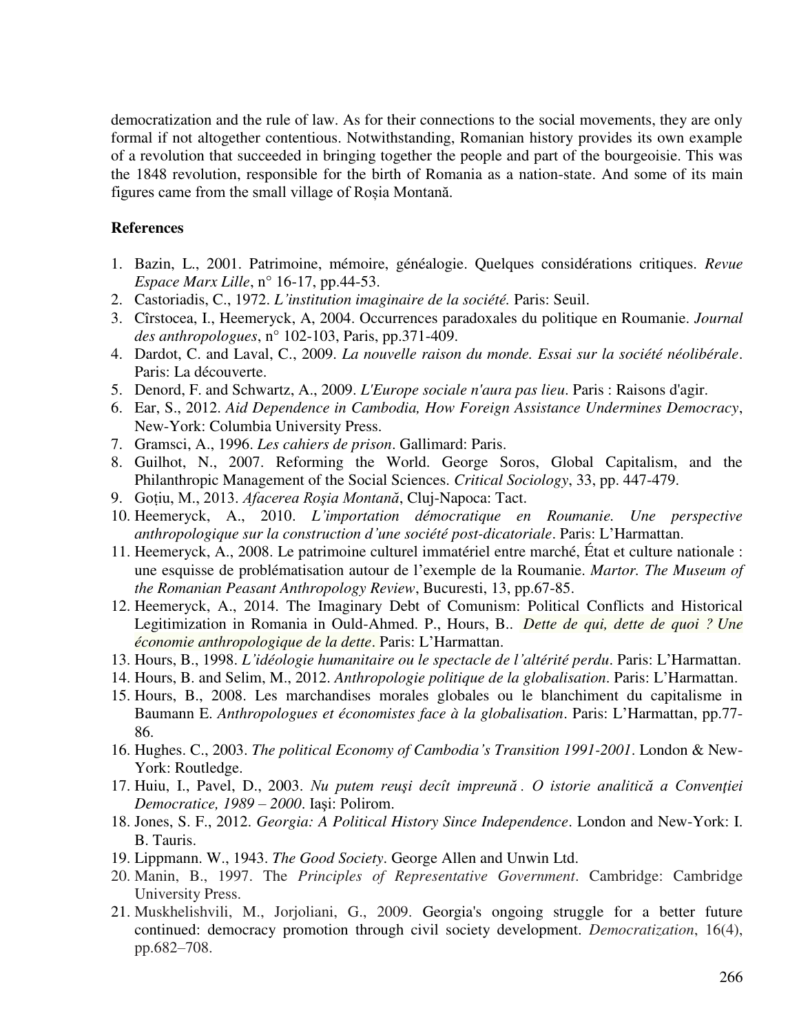democratization and the rule of law. As for their connections to the social movements, they are only formal if not altogether contentious. Notwithstanding, Romanian history provides its own example of a revolution that succeeded in bringing together the people and part of the bourgeoisie. This was the 1848 revolution, responsible for the birth of Romania as a nation-state. And some of its main figures came from the small village of Roșia Montană.

**References**

1. Bazin, L., 2001. Patrimoine, mémoire, généalogie. Quelques considérations critiques. *Revue Espace Marx Lille*, n° 16-17, pp.44-53.
2. Castoriadis, C., 1972. *L'institution imaginaire de la société.* Paris: Seuil.
3. Cîrstocea, I., Heemeryck, A, 2004. Occurrences paradoxales du politique en Roumanie. *Journal des anthropologues*, n° 102-103, Paris, pp.371-409.
4. Dardot, C. and Laval, C., 2009. *La nouvelle raison du monde. Essai sur la société néolibérale*. Paris: La découverte.
5. Denord, F. and Schwartz, A., 2009. *L'Europe sociale n'aura pas lieu*. Paris : Raisons d'agir.
6. Ear, S., 2012. *Aid Dependence in Cambodia, How Foreign Assistance Undermines Democracy*, New-York: Columbia University Press.
7. Gramsci, A., 1996. *Les cahiers de prison*. Gallimard: Paris.
8. Guilhot, N., 2007. Reforming the World. George Soros, Global Capitalism, and the Philanthropic Management of the Social Sciences. *Critical Sociology*, 33, pp. 447-479.
9. Goțiu, M., 2013. *Afacerea Roşia Montană*, Cluj-Napoca: Tact.
10. Heemeryck, A., 2010. *L'importation démocratique en Roumanie. Une perspective anthropologique sur la construction d'une société post-dicatoriale*. Paris: L'Harmattan.
11. Heemeryck, A., 2008. Le patrimoine culturel immatériel entre marché, État et culture nationale : une esquisse de problématisation autour de l'exemple de la Roumanie. *Martor. The Museum of the Romanian Peasant Anthropology Review*, Bucuresti, 13, pp.67-85.
12. Heemeryck, A., 2014. The Imaginary Debt of Comunism: Political Conflicts and Historical Legitimization in Romania in Ould-Ahmed. P., Hours, B.. *Dette de qui, dette de quoi ? Une économie anthropologique de la dette*. Paris: L'Harmattan.
13. Hours, B., 1998. *L'idéologie humanitaire ou le spectacle de l'altérité perdu*. Paris: L'Harmattan.
14. Hours, B. and Selim, M., 2012. *Anthropologie politique de la globalisation*. Paris: L'Harmattan.
15. Hours, B., 2008. Les marchandises morales globales ou le blanchiment du capitalisme in Baumann E. *Anthropologues et économistes face à la globalisation*. Paris: L'Harmattan, pp.77-86.
16. Hughes. C., 2003. *The political Economy of Cambodia's Transition 1991-2001*. London & New-York: Routledge.
17. Huiu, I., Pavel, D., 2003. *Nu putem reuşi decît impreună . O istorie analitică a Convenţiei Democratice, 1989 – 2000*. Iaşi: Polirom.
18. Jones, S. F., 2012. *Georgia: A Political History Since Independence*. London and New-York: I. B. Tauris.
19. Lippmann. W., 1943. *The Good Society*. George Allen and Unwin Ltd.
20. Manin, B., 1997. The *Principles of Representative Government*. Cambridge: Cambridge University Press.
21. Muskhelishvili, M., Jorjoliani, G., 2009. Georgia's ongoing struggle for a better future continued: democracy promotion through civil society development. *Democratization*, 16(4), pp.682–708.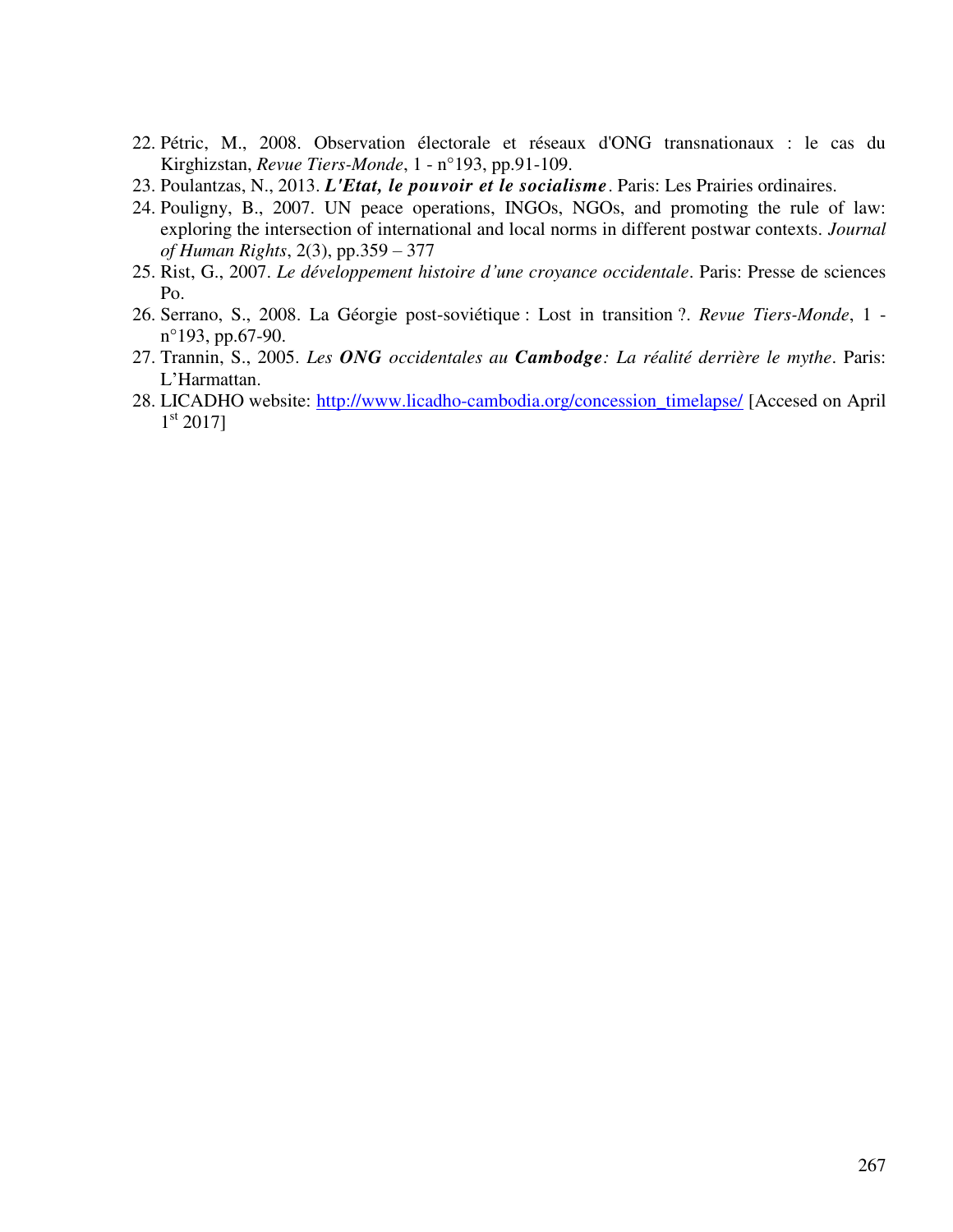22. Pétric, M., 2008. Observation électorale et réseaux d'ONG transnationaux : le cas du Kirghizstan, *Revue Tiers-Monde*, 1 - n°193, pp.91-109.
23. Poulantzas, N., 2013. ***L'Etat, le pouvoir et le socialisme***. Paris: Les Prairies ordinaires.
24. Pouligny, B., 2007. UN peace operations, INGOs, NGOs, and promoting the rule of law: exploring the intersection of international and local norms in different postwar contexts. *Journal of Human Rights*, 2(3), pp.359 – 377
25. Rist, G., 2007. *Le développement histoire d'une croyance occidentale*. Paris: Presse de sciences Po.
26. Serrano, S., 2008. La Géorgie post-soviétique : Lost in transition ?. *Revue Tiers-Monde*, 1 - n°193, pp.67-90.
27. Trannin, S., 2005. *Les **ONG** occidentales au **Cambodge**: La réalité derrière le mythe*. Paris: L'Harmattan.
28. LICADHO website: http://www.licadho-cambodia.org/concession_timelapse/ [Accesed on April 1st 2017]